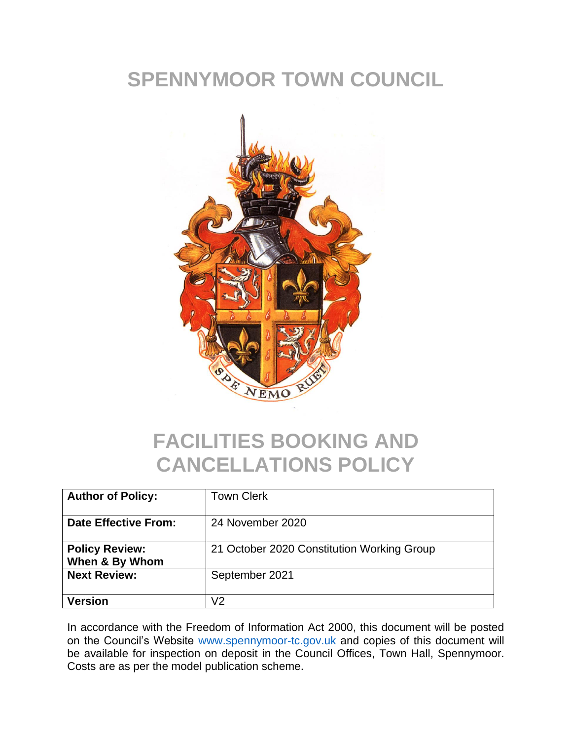# SPENNYMOOR TOWN COUNCIL

# FACILITIES BOOKING AND CANCELLATIONS POLICY

| **Author of Policy:** | Town Clerk |
|---|---|
| **Date Effective From:** | 24 November 2020 |
| **Policy Review: When & By Whom** | 21 October 2020 Constitution Working Group |
| **Next Review:** | September 2021 |
| **Version** | V2 |

In accordance with the Freedom of Information Act 2000, this document will be posted on the Council's Website [www.spennymoor-tc.gov.uk](http://www.spennymoor-tc.gov.uk) and copies of this document will be available for inspection on deposit in the Council Offices, Town Hall, Spennymoor. Costs are as per the model publication scheme.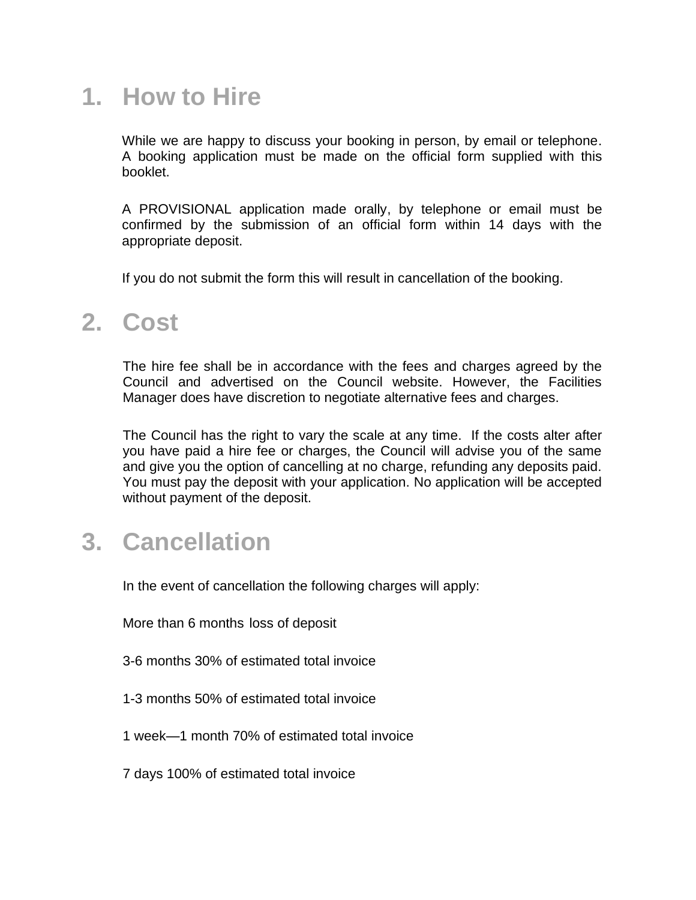## 1. How to Hire

While we are happy to discuss your booking in person, by email or telephone. A booking application must be made on the official form supplied with this booklet.

A PROVISIONAL application made orally, by telephone or email must be confirmed by the submission of an official form within 14 days with the appropriate deposit.

If you do not submit the form this will result in cancellation of the booking.

## 2. Cost

The hire fee shall be in accordance with the fees and charges agreed by the Council and advertised on the Council website. However, the Facilities Manager does have discretion to negotiate alternative fees and charges.

The Council has the right to vary the scale at any time. If the costs alter after you have paid a hire fee or charges, the Council will advise you of the same and give you the option of cancelling at no charge, refunding any deposits paid. You must pay the deposit with your application. No application will be accepted without payment of the deposit.

## 3. Cancellation

In the event of cancellation the following charges will apply:

More than 6 months loss of deposit

3-6 months 30% of estimated total invoice

1-3 months 50% of estimated total invoice

1 week—1 month 70% of estimated total invoice

7 days 100% of estimated total invoice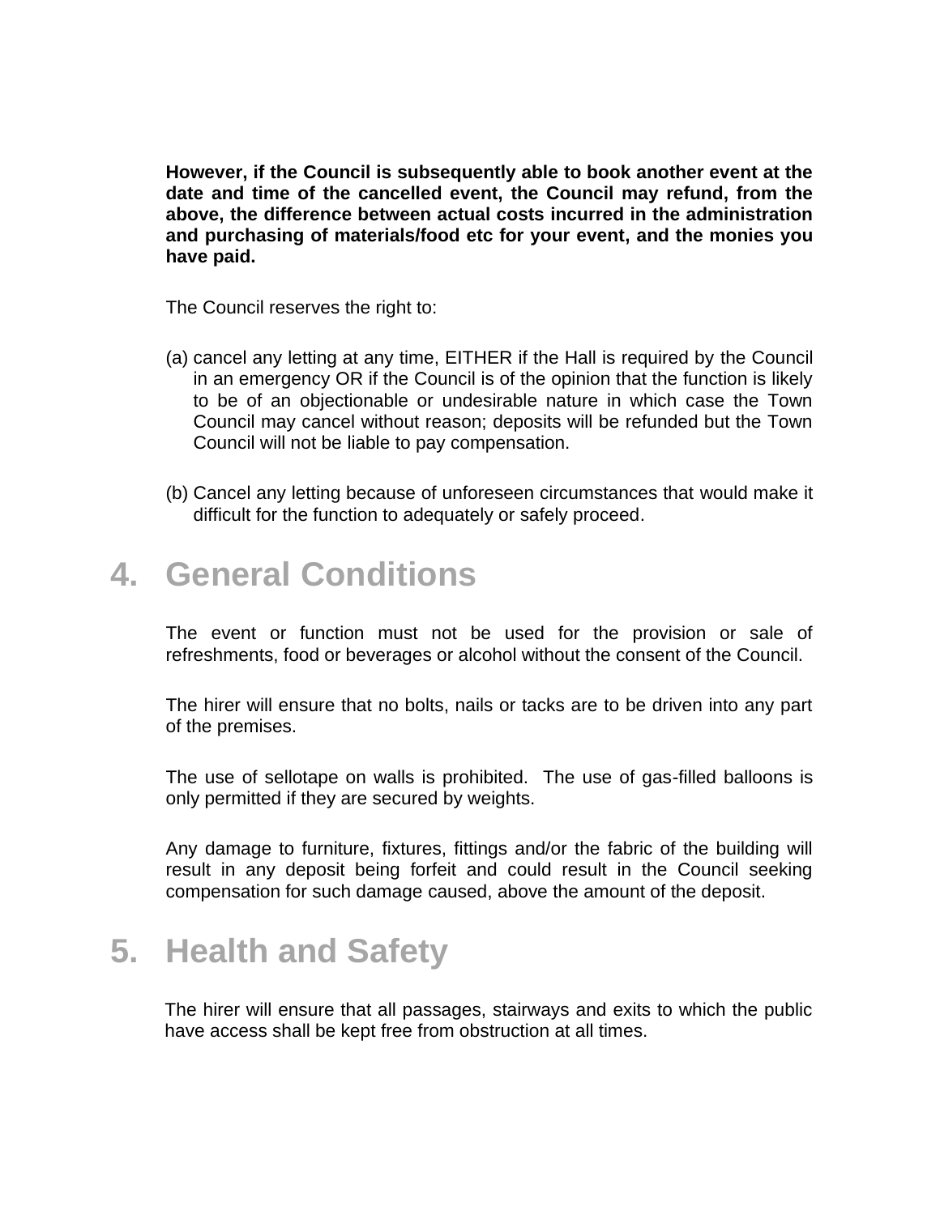**However, if the Council is subsequently able to book another event at the date and time of the cancelled event, the Council may refund, from the above, the difference between actual costs incurred in the administration and purchasing of materials/food etc for your event, and the monies you have paid.**

The Council reserves the right to:

(a) cancel any letting at any time, EITHER if the Hall is required by the Council in an emergency OR if the Council is of the opinion that the function is likely to be of an objectionable or undesirable nature in which case the Town Council may cancel without reason; deposits will be refunded but the Town Council will not be liable to pay compensation.

(b) Cancel any letting because of unforeseen circumstances that would make it difficult for the function to adequately or safely proceed.

## 4. General Conditions

The event or function must not be used for the provision or sale of refreshments, food or beverages or alcohol without the consent of the Council.

The hirer will ensure that no bolts, nails or tacks are to be driven into any part of the premises.

The use of sellotape on walls is prohibited. The use of gas-filled balloons is only permitted if they are secured by weights.

Any damage to furniture, fixtures, fittings and/or the fabric of the building will result in any deposit being forfeit and could result in the Council seeking compensation for such damage caused, above the amount of the deposit.

## 5. Health and Safety

The hirer will ensure that all passages, stairways and exits to which the public have access shall be kept free from obstruction at all times.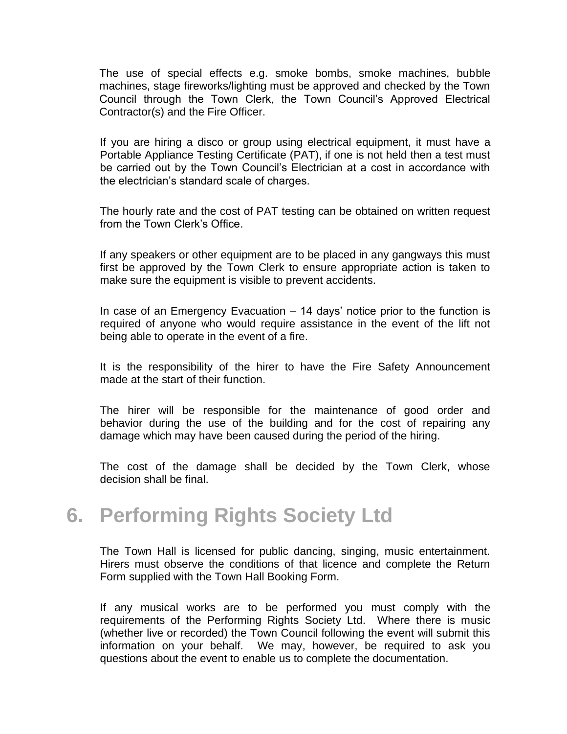The use of special effects e.g. smoke bombs, smoke machines, bubble machines, stage fireworks/lighting must be approved and checked by the Town Council through the Town Clerk, the Town Council's Approved Electrical Contractor(s) and the Fire Officer.

If you are hiring a disco or group using electrical equipment, it must have a Portable Appliance Testing Certificate (PAT), if one is not held then a test must be carried out by the Town Council's Electrician at a cost in accordance with the electrician's standard scale of charges.

The hourly rate and the cost of PAT testing can be obtained on written request from the Town Clerk's Office.

If any speakers or other equipment are to be placed in any gangways this must first be approved by the Town Clerk to ensure appropriate action is taken to make sure the equipment is visible to prevent accidents.

In case of an Emergency Evacuation – 14 days' notice prior to the function is required of anyone who would require assistance in the event of the lift not being able to operate in the event of a fire.

It is the responsibility of the hirer to have the Fire Safety Announcement made at the start of their function.

The hirer will be responsible for the maintenance of good order and behavior during the use of the building and for the cost of repairing any damage which may have been caused during the period of the hiring.

The cost of the damage shall be decided by the Town Clerk, whose decision shall be final.

# 6. Performing Rights Society Ltd

The Town Hall is licensed for public dancing, singing, music entertainment. Hirers must observe the conditions of that licence and complete the Return Form supplied with the Town Hall Booking Form.

If any musical works are to be performed you must comply with the requirements of the Performing Rights Society Ltd. Where there is music (whether live or recorded) the Town Council following the event will submit this information on your behalf. We may, however, be required to ask you questions about the event to enable us to complete the documentation.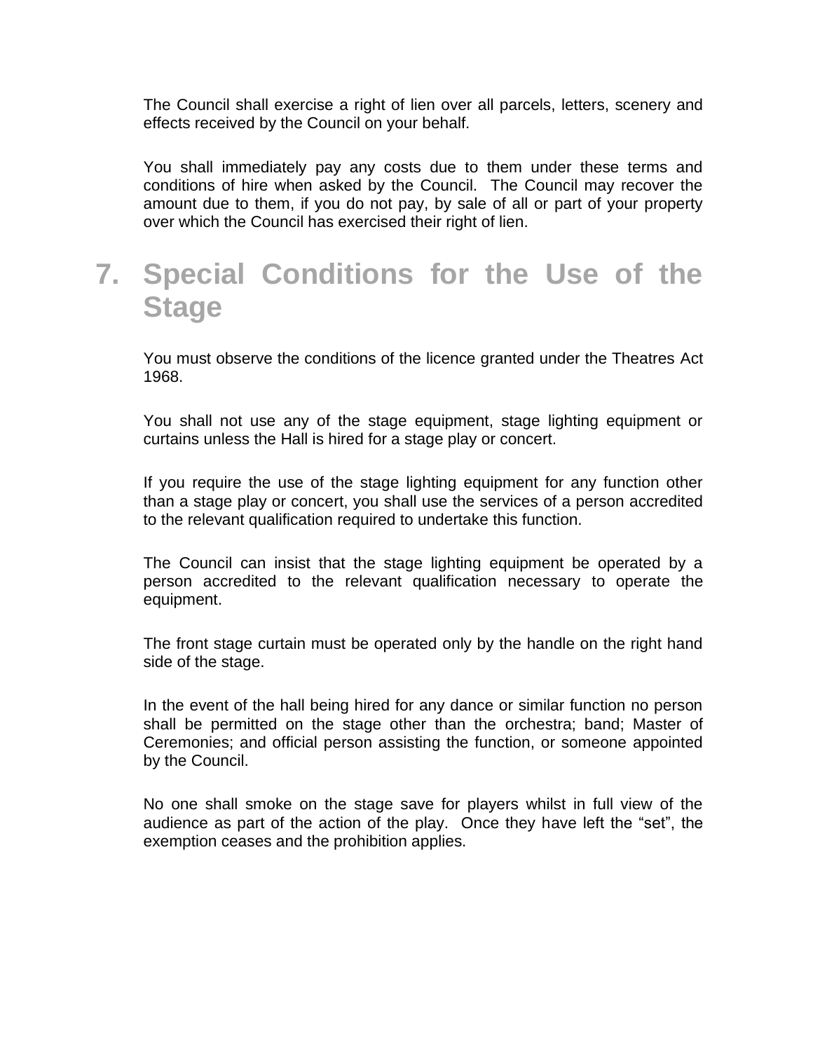The Council shall exercise a right of lien over all parcels, letters, scenery and effects received by the Council on your behalf.

You shall immediately pay any costs due to them under these terms and conditions of hire when asked by the Council. The Council may recover the amount due to them, if you do not pay, by sale of all or part of your property over which the Council has exercised their right of lien.

## 7. Special Conditions for the Use of the Stage

You must observe the conditions of the licence granted under the Theatres Act 1968.

You shall not use any of the stage equipment, stage lighting equipment or curtains unless the Hall is hired for a stage play or concert.

If you require the use of the stage lighting equipment for any function other than a stage play or concert, you shall use the services of a person accredited to the relevant qualification required to undertake this function.

The Council can insist that the stage lighting equipment be operated by a person accredited to the relevant qualification necessary to operate the equipment.

The front stage curtain must be operated only by the handle on the right hand side of the stage.

In the event of the hall being hired for any dance or similar function no person shall be permitted on the stage other than the orchestra; band; Master of Ceremonies; and official person assisting the function, or someone appointed by the Council.

No one shall smoke on the stage save for players whilst in full view of the audience as part of the action of the play. Once they have left the "set", the exemption ceases and the prohibition applies.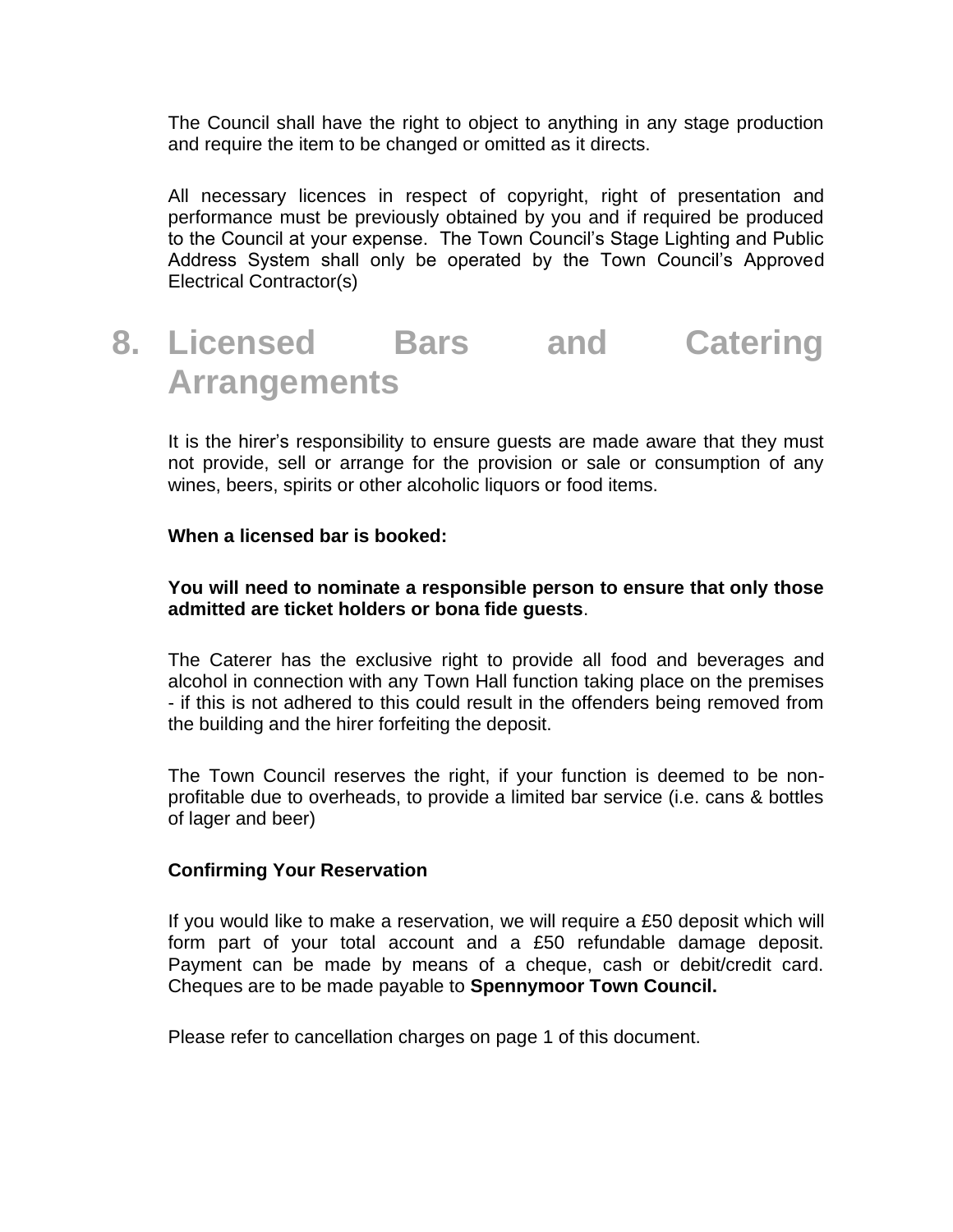The Council shall have the right to object to anything in any stage production and require the item to be changed or omitted as it directs.

All necessary licences in respect of copyright, right of presentation and performance must be previously obtained by you and if required be produced to the Council at your expense. The Town Council's Stage Lighting and Public Address System shall only be operated by the Town Council's Approved Electrical Contractor(s)

# 8. Licensed Bars and Catering Arrangements

It is the hirer's responsibility to ensure guests are made aware that they must not provide, sell or arrange for the provision or sale or consumption of any wines, beers, spirits or other alcoholic liquors or food items.

**When a licensed bar is booked:**

**You will need to nominate a responsible person to ensure that only those admitted are ticket holders or bona fide guests**.

The Caterer has the exclusive right to provide all food and beverages and alcohol in connection with any Town Hall function taking place on the premises - if this is not adhered to this could result in the offenders being removed from the building and the hirer forfeiting the deposit.

The Town Council reserves the right, if your function is deemed to be non-profitable due to overheads, to provide a limited bar service (i.e. cans & bottles of lager and beer)

**Confirming Your Reservation**

If you would like to make a reservation, we will require a £50 deposit which will form part of your total account and a £50 refundable damage deposit. Payment can be made by means of a cheque, cash or debit/credit card. Cheques are to be made payable to **Spennymoor Town Council.**

Please refer to cancellation charges on page 1 of this document.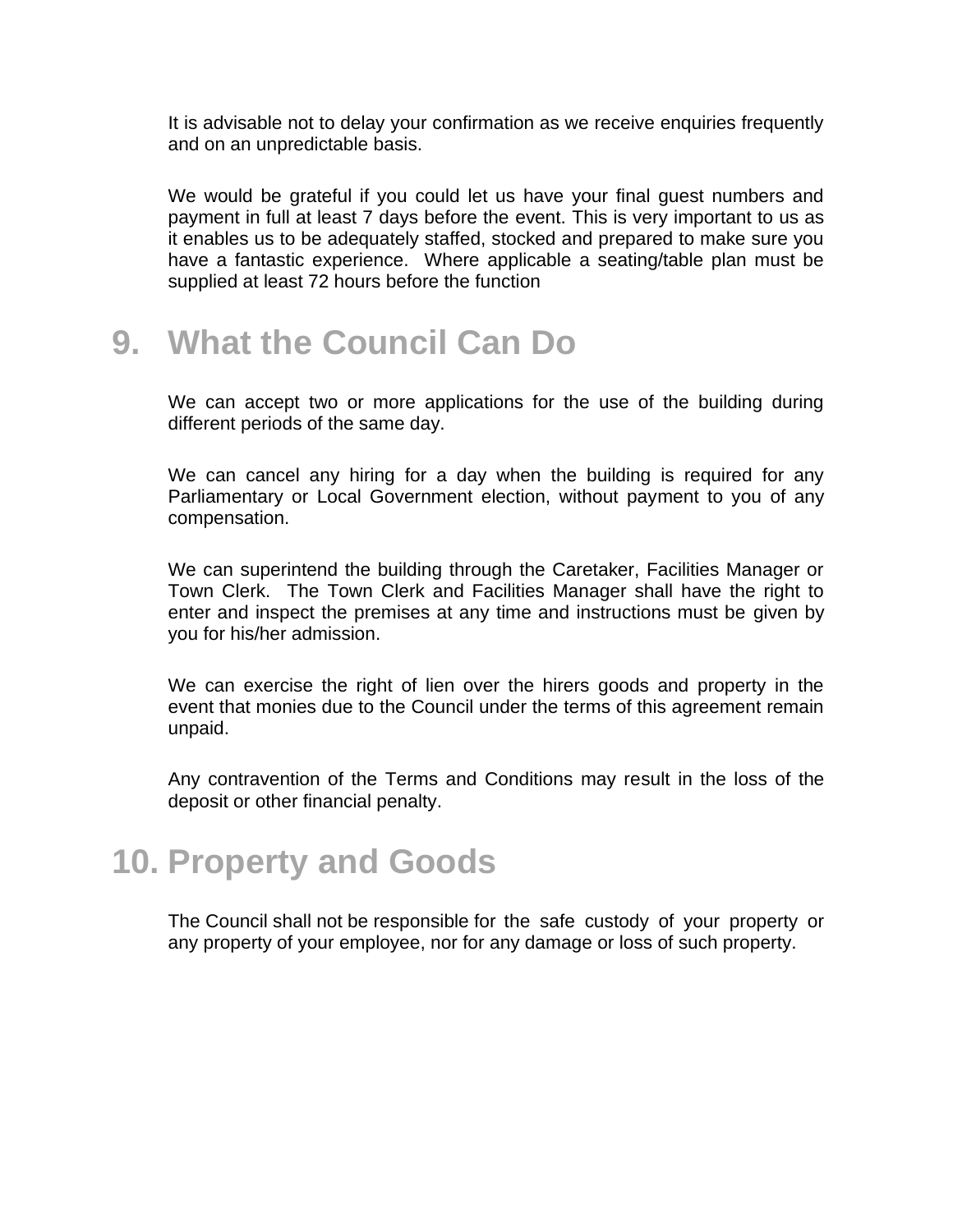It is advisable not to delay your confirmation as we receive enquiries frequently and on an unpredictable basis.

We would be grateful if you could let us have your final guest numbers and payment in full at least 7 days before the event. This is very important to us as it enables us to be adequately staffed, stocked and prepared to make sure you have a fantastic experience. Where applicable a seating/table plan must be supplied at least 72 hours before the function

## 9. What the Council Can Do

We can accept two or more applications for the use of the building during different periods of the same day.

We can cancel any hiring for a day when the building is required for any Parliamentary or Local Government election, without payment to you of any compensation.

We can superintend the building through the Caretaker, Facilities Manager or Town Clerk. The Town Clerk and Facilities Manager shall have the right to enter and inspect the premises at any time and instructions must be given by you for his/her admission.

We can exercise the right of lien over the hirers goods and property in the event that monies due to the Council under the terms of this agreement remain unpaid.

Any contravention of the Terms and Conditions may result in the loss of the deposit or other financial penalty.

## 10. Property and Goods

The Council shall not be responsible for the safe custody of your property or any property of your employee, nor for any damage or loss of such property.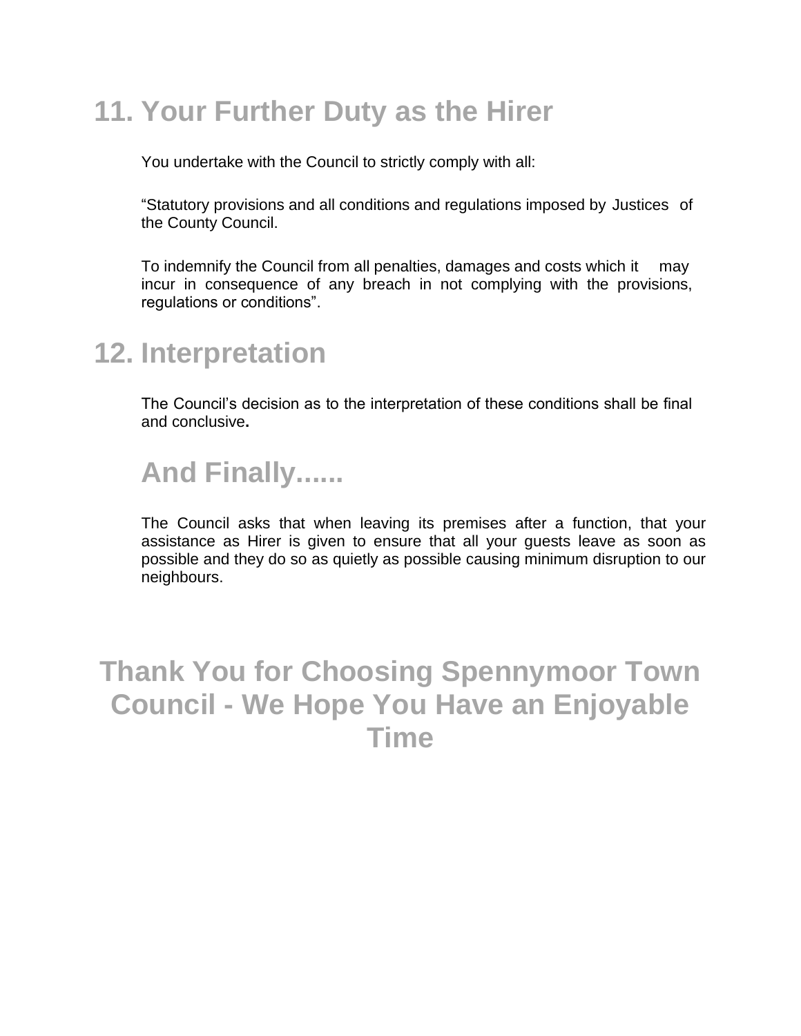## 11. Your Further Duty as the Hirer

You undertake with the Council to strictly comply with all:

“Statutory provisions and all conditions and regulations imposed by Justices of the County Council.

To indemnify the Council from all penalties, damages and costs which it may incur in consequence of any breach in not complying with the provisions, regulations or conditions”.

## 12. Interpretation

The Council’s decision as to the interpretation of these conditions shall be final and conclusive**.**

## And Finally......

The Council asks that when leaving its premises after a function, that your assistance as Hirer is given to ensure that all your guests leave as soon as possible and they do so as quietly as possible causing minimum disruption to our neighbours.

## Thank You for Choosing Spennymoor Town Council - We Hope You Have an Enjoyable Time